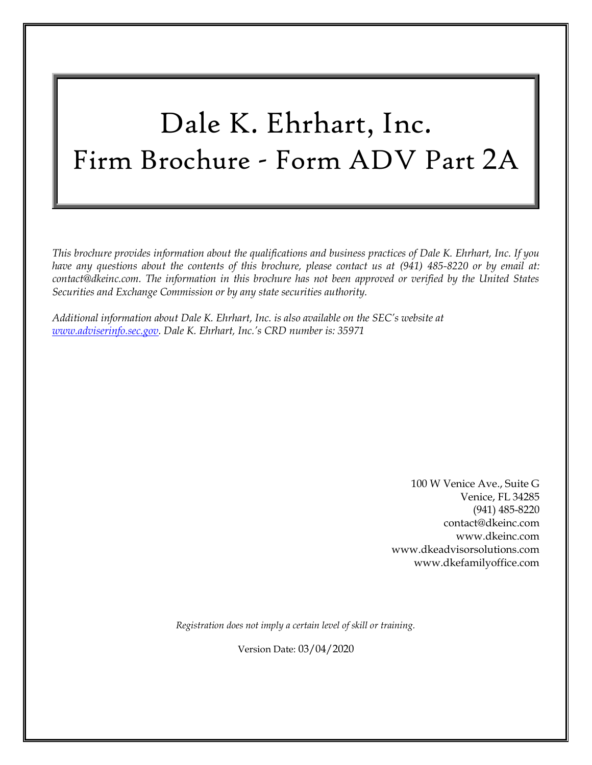# Dale K. Ehrhart, Inc.

# Firm Brochure - Form ADV Part 2A

*This brochure provides information about the qualifications and business practices of Dale K. Ehrhart, Inc. If you have any questions about the contents of this brochure, please contact us at (941) 485-8220 or by email at: contact@dkeinc.com. The information in this brochure has not been approved or verified by the United States Securities and Exchange Commission or by any state securities authority.*

*Additional information about Dale K. Ehrhart, Inc. is also available on the SEC's website at [www.adviserinfo.sec.gov](http://www.adviserinfo.sec.gov). Dale K. Ehrhart, Inc.'s CRD number is: 35971*

100 W Venice Ave., Suite G
Venice, FL 34285
(941) 485-8220
contact@dkeinc.com
www.dkeinc.com
www.dkeadvisorsolutions.com
www.dkefamilyoffice.com

*Registration does not imply a certain level of skill or training.*

Version Date: 03/04/2020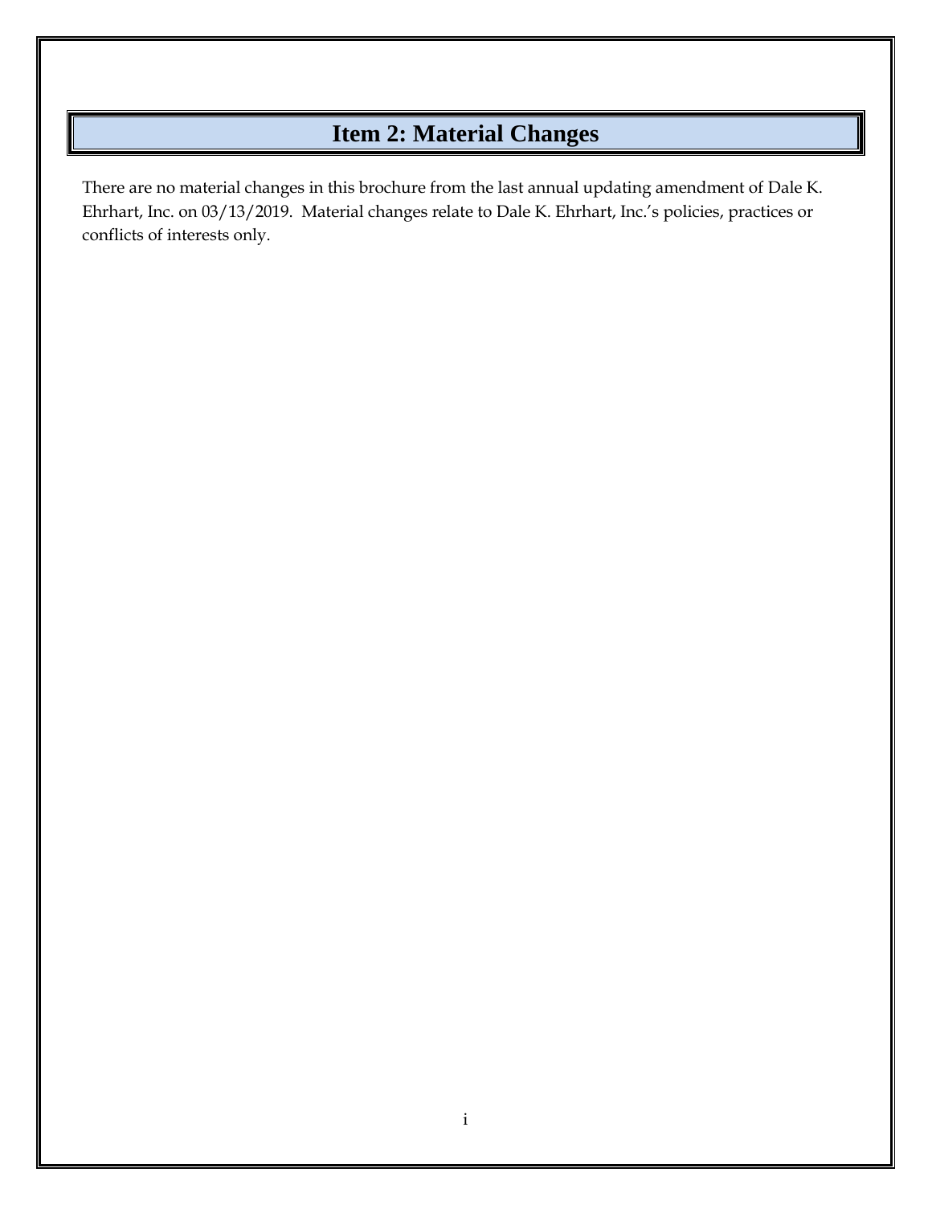## Item 2: Material Changes

There are no material changes in this brochure from the last annual updating amendment of Dale K. Ehrhart, Inc. on 03/13/2019. Material changes relate to Dale K. Ehrhart, Inc.'s policies, practices or conflicts of interests only.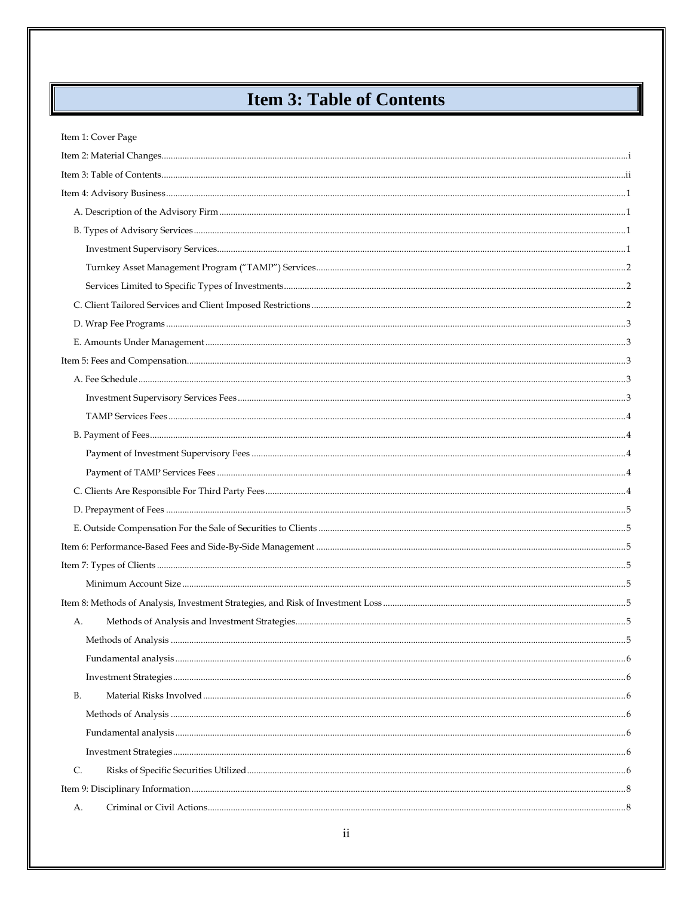# Item 3: Table of Contents

Item 1: Cover Page

Item 2: Material Changes .......... i

Item 3: Table of Contents .......... ii

Item 4: Advisory Business .......... 1

- A. Description of the Advisory Firm .......... 1
- B. Types of Advisory Services .......... 1
  - Investment Supervisory Services .......... 1
  - Turnkey Asset Management Program ("TAMP") Services .......... 2
  - Services Limited to Specific Types of Investments .......... 2
- C. Client Tailored Services and Client Imposed Restrictions .......... 2
- D. Wrap Fee Programs .......... 3
- E. Amounts Under Management .......... 3

Item 5: Fees and Compensation .......... 3

- A. Fee Schedule .......... 3
  - Investment Supervisory Services Fees .......... 3
  - TAMP Services Fees .......... 4
- B. Payment of Fees .......... 4
  - Payment of Investment Supervisory Fees .......... 4
  - Payment of TAMP Services Fees .......... 4
- C. Clients Are Responsible For Third Party Fees .......... 4
- D. Prepayment of Fees .......... 5
- E. Outside Compensation For the Sale of Securities to Clients .......... 5

Item 6: Performance-Based Fees and Side-By-Side Management .......... 5

Item 7: Types of Clients .......... 5

- Minimum Account Size .......... 5

Item 8: Methods of Analysis, Investment Strategies, and Risk of Investment Loss .......... 5

- A. Methods of Analysis and Investment Strategies .......... 5
  - Methods of Analysis .......... 5
  - Fundamental analysis .......... 6
  - Investment Strategies .......... 6
- B. Material Risks Involved .......... 6
  - Methods of Analysis .......... 6
  - Fundamental analysis .......... 6
  - Investment Strategies .......... 6
- C. Risks of Specific Securities Utilized .......... 6

Item 9: Disciplinary Information .......... 8

- A. Criminal or Civil Actions .......... 8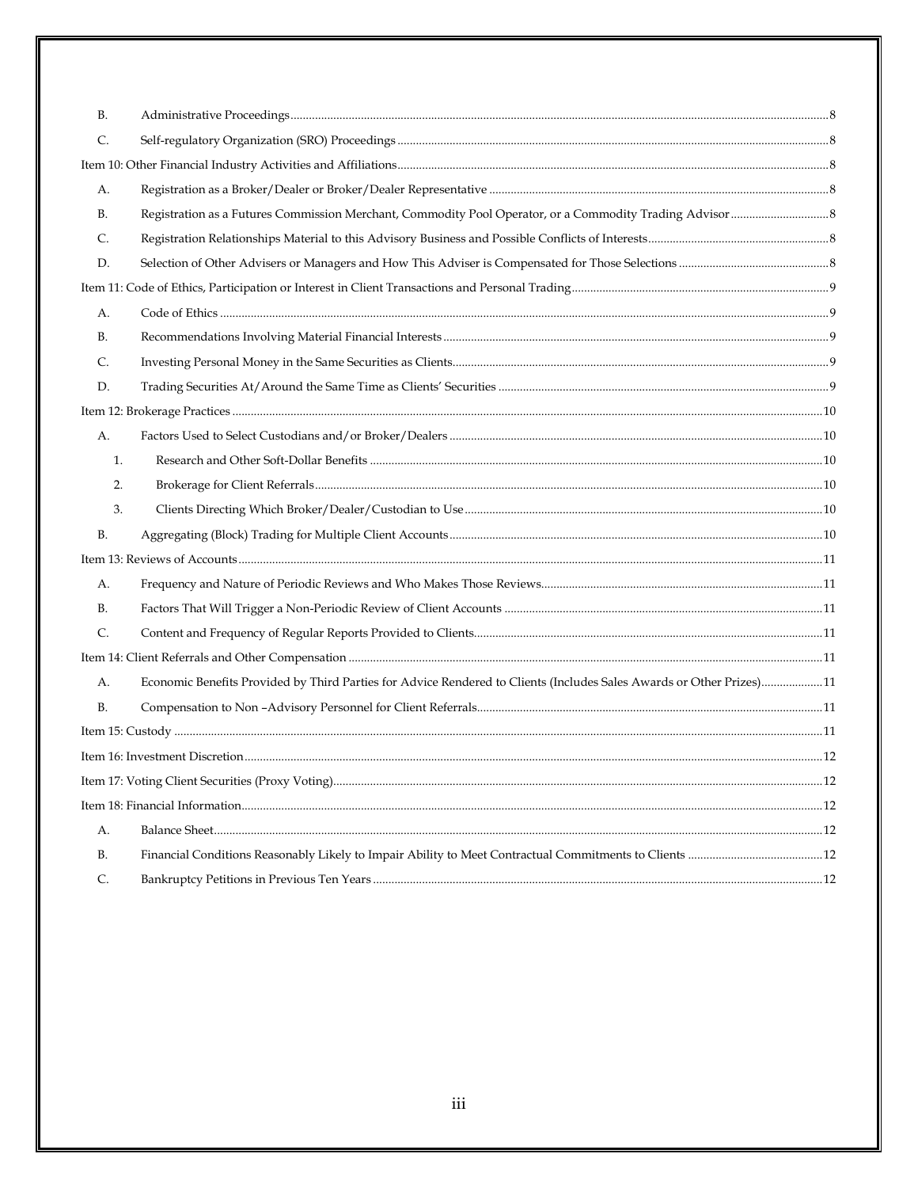B. Administrative Proceedings ..... 8

C. Self-regulatory Organization (SRO) Proceedings ..... 8

Item 10: Other Financial Industry Activities and Affiliations ..... 8

A. Registration as a Broker/Dealer or Broker/Dealer Representative ..... 8

B. Registration as a Futures Commission Merchant, Commodity Pool Operator, or a Commodity Trading Advisor ..... 8

C. Registration Relationships Material to this Advisory Business and Possible Conflicts of Interests ..... 8

D. Selection of Other Advisers or Managers and How This Adviser is Compensated for Those Selections ..... 8

Item 11: Code of Ethics, Participation or Interest in Client Transactions and Personal Trading ..... 9

A. Code of Ethics ..... 9

B. Recommendations Involving Material Financial Interests ..... 9

C. Investing Personal Money in the Same Securities as Clients ..... 9

D. Trading Securities At/Around the Same Time as Clients' Securities ..... 9

Item 12: Brokerage Practices ..... 10

A. Factors Used to Select Custodians and/or Broker/Dealers ..... 10

1. Research and Other Soft-Dollar Benefits ..... 10

2. Brokerage for Client Referrals ..... 10

3. Clients Directing Which Broker/Dealer/Custodian to Use ..... 10

B. Aggregating (Block) Trading for Multiple Client Accounts ..... 10

Item 13: Reviews of Accounts ..... 11

A. Frequency and Nature of Periodic Reviews and Who Makes Those Reviews ..... 11

B. Factors That Will Trigger a Non-Periodic Review of Client Accounts ..... 11

C. Content and Frequency of Regular Reports Provided to Clients ..... 11

Item 14: Client Referrals and Other Compensation ..... 11

A. Economic Benefits Provided by Third Parties for Advice Rendered to Clients (Includes Sales Awards or Other Prizes) ..... 11

B. Compensation to Non –Advisory Personnel for Client Referrals ..... 11

Item 15: Custody ..... 11

Item 16: Investment Discretion ..... 12

Item 17: Voting Client Securities (Proxy Voting) ..... 12

Item 18: Financial Information ..... 12

A. Balance Sheet ..... 12

B. Financial Conditions Reasonably Likely to Impair Ability to Meet Contractual Commitments to Clients ..... 12

C. Bankruptcy Petitions in Previous Ten Years ..... 12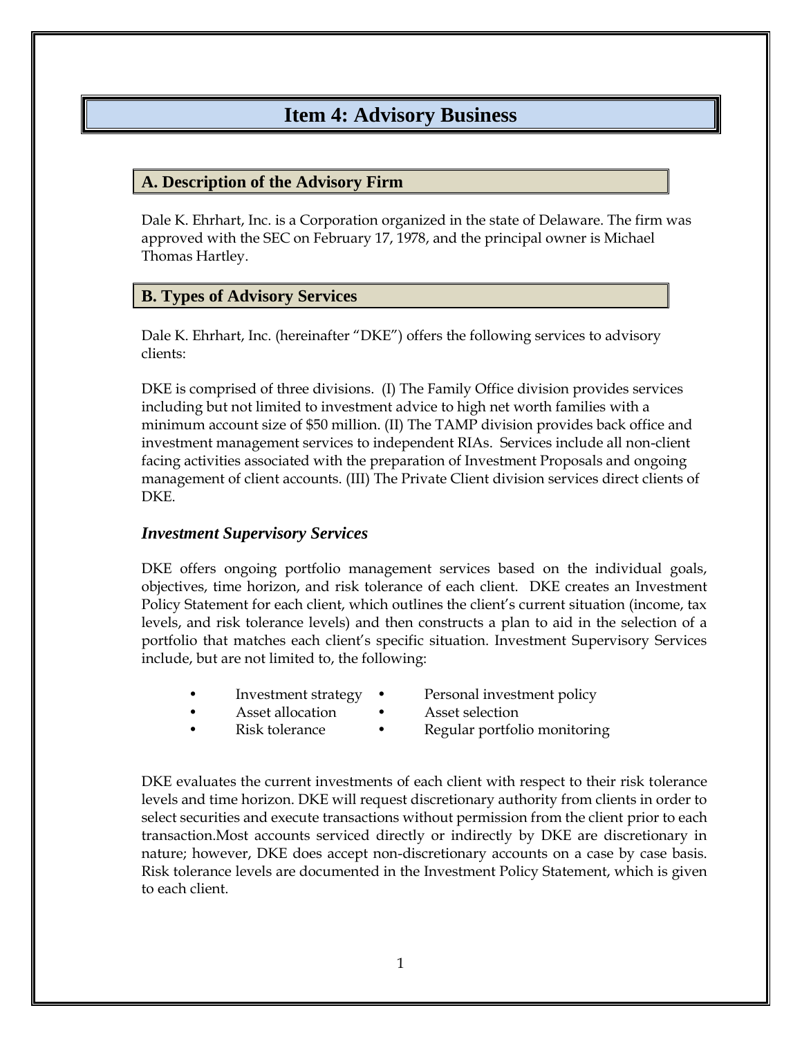# Item 4: Advisory Business

## A. Description of the Advisory Firm

Dale K. Ehrhart, Inc. is a Corporation organized in the state of Delaware. The firm was approved with the SEC on February 17, 1978, and the principal owner is Michael Thomas Hartley.

## B. Types of Advisory Services

Dale K. Ehrhart, Inc. (hereinafter "DKE") offers the following services to advisory clients:

DKE is comprised of three divisions. (I) The Family Office division provides services including but not limited to investment advice to high net worth families with a minimum account size of $50 million. (II) The TAMP division provides back office and investment management services to independent RIAs. Services include all non-client facing activities associated with the preparation of Investment Proposals and ongoing management of client accounts. (III) The Private Client division services direct clients of DKE.

### *Investment Supervisory Services*

DKE offers ongoing portfolio management services based on the individual goals, objectives, time horizon, and risk tolerance of each client. DKE creates an Investment Policy Statement for each client, which outlines the client's current situation (income, tax levels, and risk tolerance levels) and then constructs a plan to aid in the selection of a portfolio that matches each client's specific situation. Investment Supervisory Services include, but are not limited to, the following:

- Investment strategy
- Personal investment policy
- Asset allocation
- Asset selection
- Risk tolerance
- Regular portfolio monitoring

DKE evaluates the current investments of each client with respect to their risk tolerance levels and time horizon. DKE will request discretionary authority from clients in order to select securities and execute transactions without permission from the client prior to each transaction.Most accounts serviced directly or indirectly by DKE are discretionary in nature; however, DKE does accept non-discretionary accounts on a case by case basis. Risk tolerance levels are documented in the Investment Policy Statement, which is given to each client.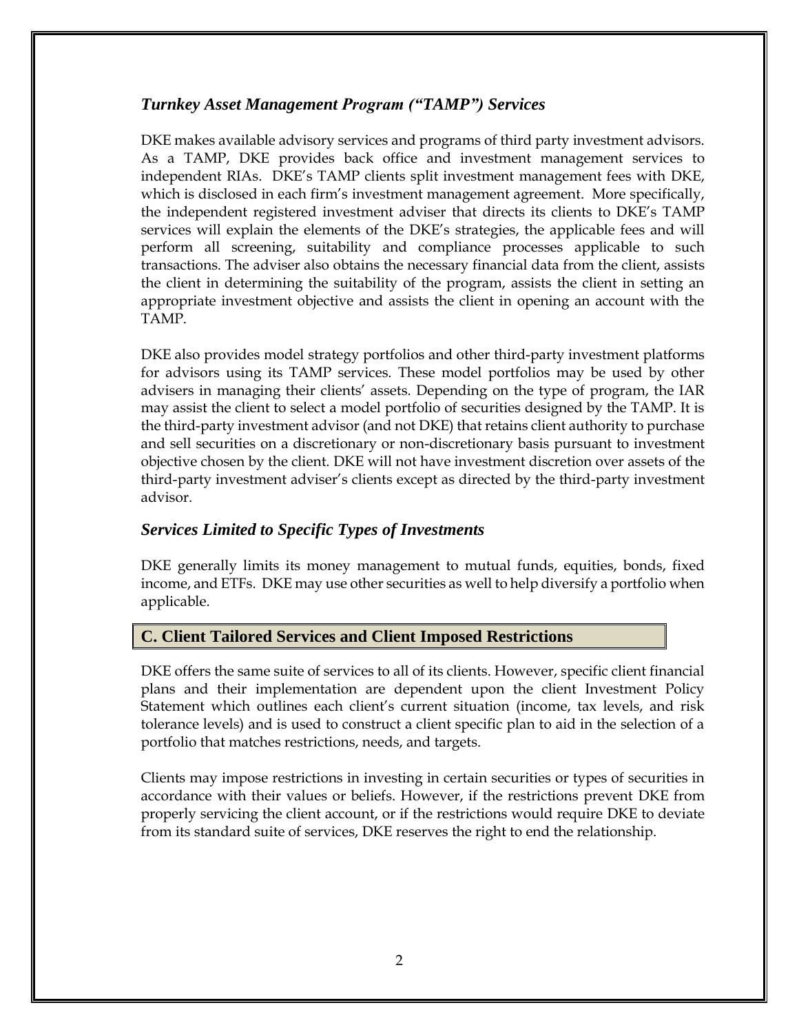### *Turnkey Asset Management Program ("TAMP") Services*

DKE makes available advisory services and programs of third party investment advisors. As a TAMP, DKE provides back office and investment management services to independent RIAs. DKE's TAMP clients split investment management fees with DKE, which is disclosed in each firm's investment management agreement. More specifically, the independent registered investment adviser that directs its clients to DKE's TAMP services will explain the elements of the DKE's strategies, the applicable fees and will perform all screening, suitability and compliance processes applicable to such transactions. The adviser also obtains the necessary financial data from the client, assists the client in determining the suitability of the program, assists the client in setting an appropriate investment objective and assists the client in opening an account with the TAMP.

DKE also provides model strategy portfolios and other third-party investment platforms for advisors using its TAMP services. These model portfolios may be used by other advisers in managing their clients' assets. Depending on the type of program, the IAR may assist the client to select a model portfolio of securities designed by the TAMP. It is the third-party investment advisor (and not DKE) that retains client authority to purchase and sell securities on a discretionary or non-discretionary basis pursuant to investment objective chosen by the client. DKE will not have investment discretion over assets of the third-party investment adviser's clients except as directed by the third-party investment advisor.

### *Services Limited to Specific Types of Investments*

DKE generally limits its money management to mutual funds, equities, bonds, fixed income, and ETFs. DKE may use other securities as well to help diversify a portfolio when applicable.

## C. Client Tailored Services and Client Imposed Restrictions

DKE offers the same suite of services to all of its clients. However, specific client financial plans and their implementation are dependent upon the client Investment Policy Statement which outlines each client's current situation (income, tax levels, and risk tolerance levels) and is used to construct a client specific plan to aid in the selection of a portfolio that matches restrictions, needs, and targets.

Clients may impose restrictions in investing in certain securities or types of securities in accordance with their values or beliefs. However, if the restrictions prevent DKE from properly servicing the client account, or if the restrictions would require DKE to deviate from its standard suite of services, DKE reserves the right to end the relationship.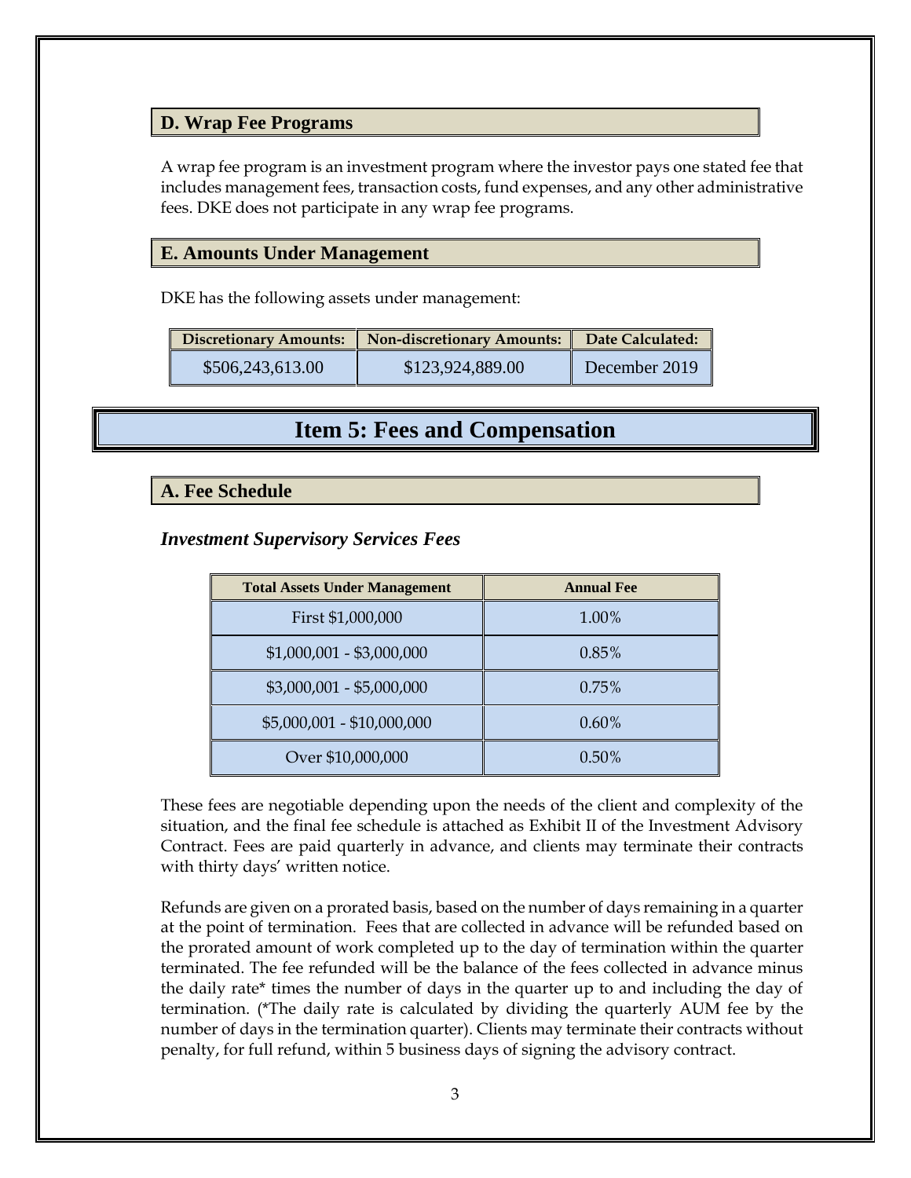### D. Wrap Fee Programs

A wrap fee program is an investment program where the investor pays one stated fee that includes management fees, transaction costs, fund expenses, and any other administrative fees. DKE does not participate in any wrap fee programs.

### E. Amounts Under Management

DKE has the following assets under management:

| Discretionary Amounts: | Non-discretionary Amounts: | Date Calculated: |
| --- | --- | --- |
| $506,243,613.00 | $123,924,889.00 | December 2019 |

## Item 5: Fees and Compensation

### A. Fee Schedule

***Investment Supervisory Services Fees***

| Total Assets Under Management | Annual Fee |
| --- | --- |
| First $1,000,000 | 1.00% |
| $1,000,001 - $3,000,000 | 0.85% |
| $3,000,001 - $5,000,000 | 0.75% |
| $5,000,001 - $10,000,000 | 0.60% |
| Over $10,000,000 | 0.50% |

These fees are negotiable depending upon the needs of the client and complexity of the situation, and the final fee schedule is attached as Exhibit II of the Investment Advisory Contract. Fees are paid quarterly in advance, and clients may terminate their contracts with thirty days' written notice.

Refunds are given on a prorated basis, based on the number of days remaining in a quarter at the point of termination. Fees that are collected in advance will be refunded based on the prorated amount of work completed up to the day of termination within the quarter terminated. The fee refunded will be the balance of the fees collected in advance minus the daily rate* times the number of days in the quarter up to and including the day of termination. (*The daily rate is calculated by dividing the quarterly AUM fee by the number of days in the termination quarter). Clients may terminate their contracts without penalty, for full refund, within 5 business days of signing the advisory contract.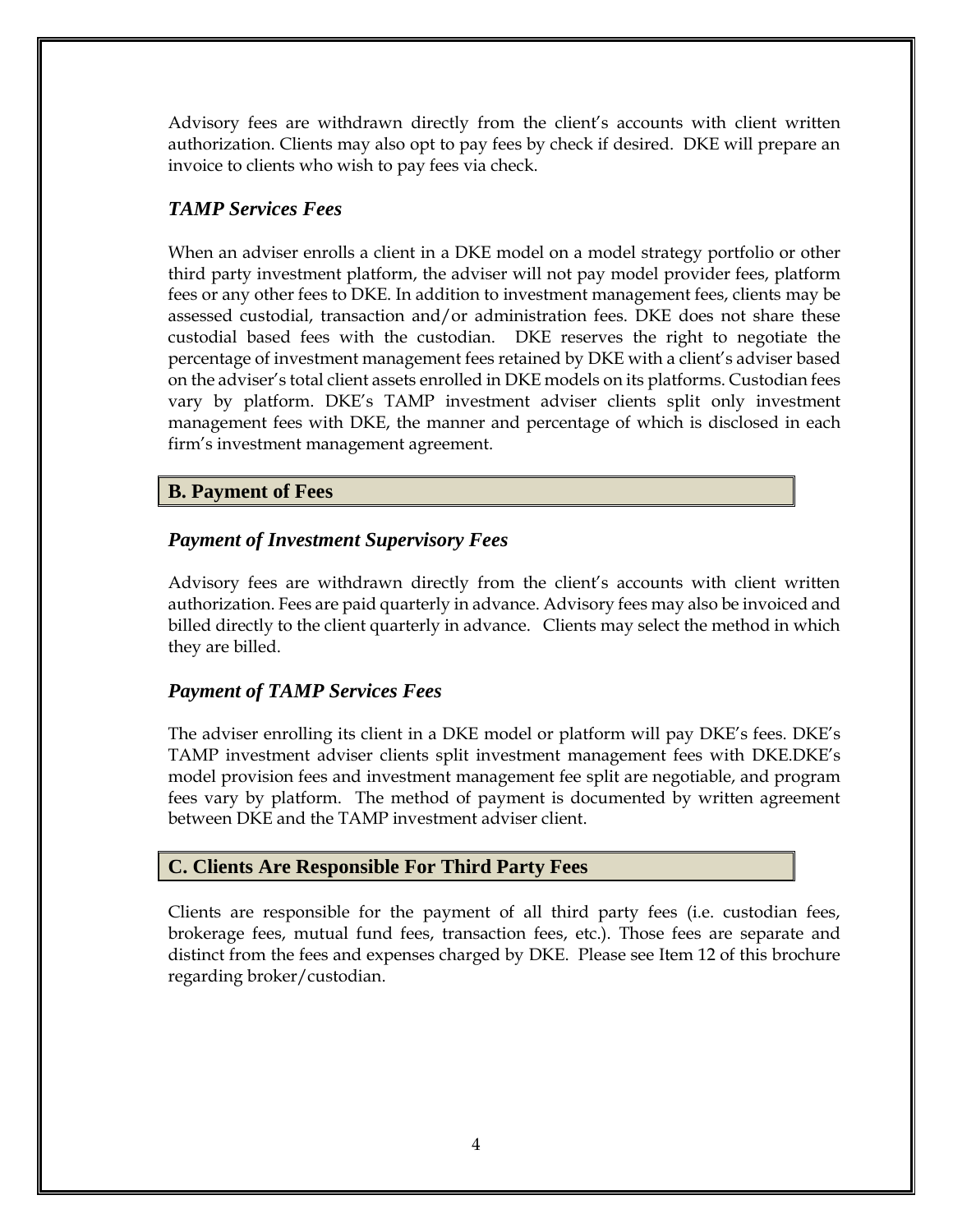Advisory fees are withdrawn directly from the client's accounts with client written authorization. Clients may also opt to pay fees by check if desired. DKE will prepare an invoice to clients who wish to pay fees via check.

### *TAMP Services Fees*

When an adviser enrolls a client in a DKE model on a model strategy portfolio or other third party investment platform, the adviser will not pay model provider fees, platform fees or any other fees to DKE. In addition to investment management fees, clients may be assessed custodial, transaction and/or administration fees. DKE does not share these custodial based fees with the custodian. DKE reserves the right to negotiate the percentage of investment management fees retained by DKE with a client's adviser based on the adviser's total client assets enrolled in DKE models on its platforms. Custodian fees vary by platform. DKE's TAMP investment adviser clients split only investment management fees with DKE, the manner and percentage of which is disclosed in each firm's investment management agreement.

## B. Payment of Fees

### *Payment of Investment Supervisory Fees*

Advisory fees are withdrawn directly from the client's accounts with client written authorization. Fees are paid quarterly in advance. Advisory fees may also be invoiced and billed directly to the client quarterly in advance. Clients may select the method in which they are billed.

### *Payment of TAMP Services Fees*

The adviser enrolling its client in a DKE model or platform will pay DKE's fees. DKE's TAMP investment adviser clients split investment management fees with DKE.DKE's model provision fees and investment management fee split are negotiable, and program fees vary by platform. The method of payment is documented by written agreement between DKE and the TAMP investment adviser client.

## C. Clients Are Responsible For Third Party Fees

Clients are responsible for the payment of all third party fees (i.e. custodian fees, brokerage fees, mutual fund fees, transaction fees, etc.). Those fees are separate and distinct from the fees and expenses charged by DKE. Please see Item 12 of this brochure regarding broker/custodian.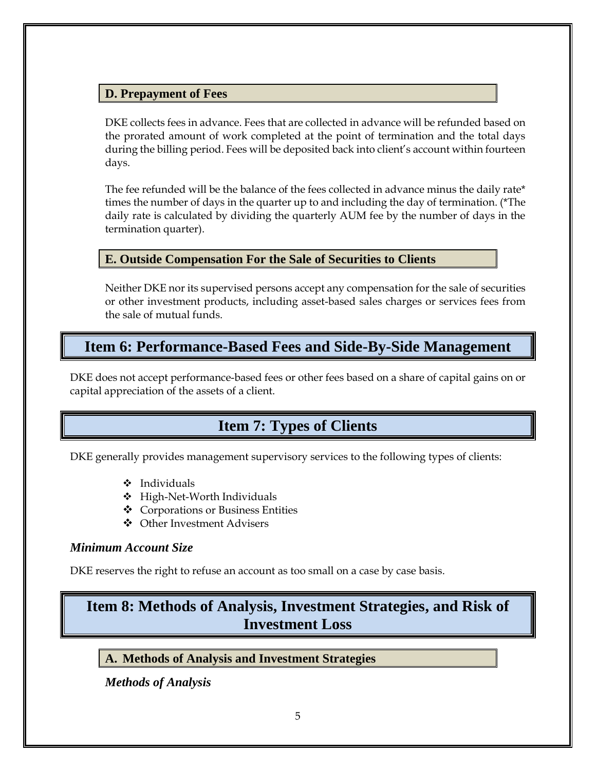### D. Prepayment of Fees

DKE collects fees in advance. Fees that are collected in advance will be refunded based on the prorated amount of work completed at the point of termination and the total days during the billing period. Fees will be deposited back into client's account within fourteen days.

The fee refunded will be the balance of the fees collected in advance minus the daily rate* times the number of days in the quarter up to and including the day of termination. (*The daily rate is calculated by dividing the quarterly AUM fee by the number of days in the termination quarter).

### E. Outside Compensation For the Sale of Securities to Clients

Neither DKE nor its supervised persons accept any compensation for the sale of securities or other investment products, including asset-based sales charges or services fees from the sale of mutual funds.

## Item 6: Performance-Based Fees and Side-By-Side Management

DKE does not accept performance-based fees or other fees based on a share of capital gains on or capital appreciation of the assets of a client.

## Item 7: Types of Clients

DKE generally provides management supervisory services to the following types of clients:

- Individuals
- High-Net-Worth Individuals
- Corporations or Business Entities
- Other Investment Advisers

***Minimum Account Size***

DKE reserves the right to refuse an account as too small on a case by case basis.

## Item 8: Methods of Analysis, Investment Strategies, and Risk of Investment Loss

### A. Methods of Analysis and Investment Strategies

***Methods of Analysis***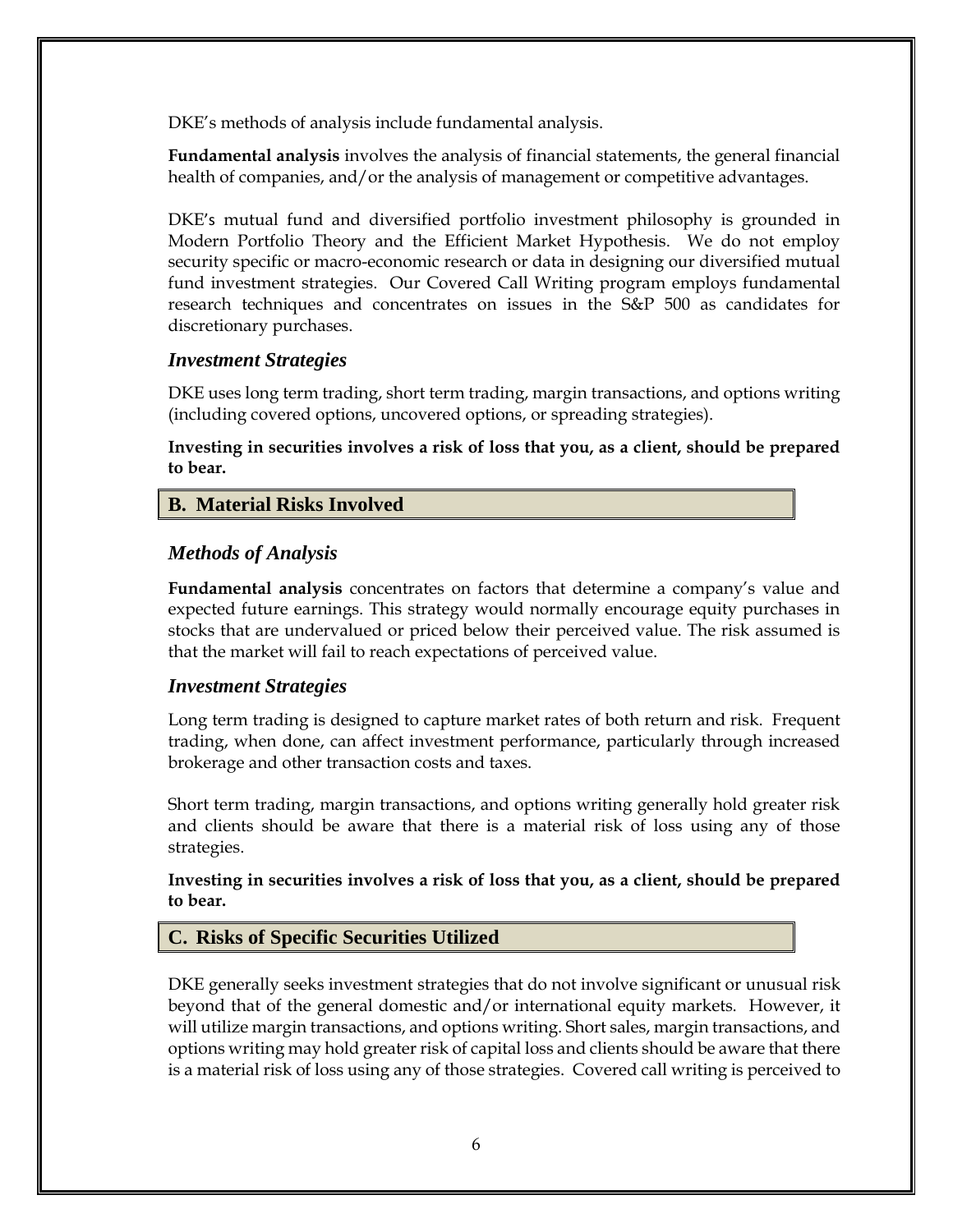DKE's methods of analysis include fundamental analysis.

**Fundamental analysis** involves the analysis of financial statements, the general financial health of companies, and/or the analysis of management or competitive advantages.

DKE's mutual fund and diversified portfolio investment philosophy is grounded in Modern Portfolio Theory and the Efficient Market Hypothesis. We do not employ security specific or macro-economic research or data in designing our diversified mutual fund investment strategies. Our Covered Call Writing program employs fundamental research techniques and concentrates on issues in the S&P 500 as candidates for discretionary purchases.

### *Investment Strategies*

DKE uses long term trading, short term trading, margin transactions, and options writing (including covered options, uncovered options, or spreading strategies).

**Investing in securities involves a risk of loss that you, as a client, should be prepared to bear.**

## B. Material Risks Involved

### *Methods of Analysis*

**Fundamental analysis** concentrates on factors that determine a company's value and expected future earnings. This strategy would normally encourage equity purchases in stocks that are undervalued or priced below their perceived value. The risk assumed is that the market will fail to reach expectations of perceived value.

### *Investment Strategies*

Long term trading is designed to capture market rates of both return and risk. Frequent trading, when done, can affect investment performance, particularly through increased brokerage and other transaction costs and taxes.

Short term trading, margin transactions, and options writing generally hold greater risk and clients should be aware that there is a material risk of loss using any of those strategies.

**Investing in securities involves a risk of loss that you, as a client, should be prepared to bear.**

## C. Risks of Specific Securities Utilized

DKE generally seeks investment strategies that do not involve significant or unusual risk beyond that of the general domestic and/or international equity markets. However, it will utilize margin transactions, and options writing. Short sales, margin transactions, and options writing may hold greater risk of capital loss and clients should be aware that there is a material risk of loss using any of those strategies. Covered call writing is perceived to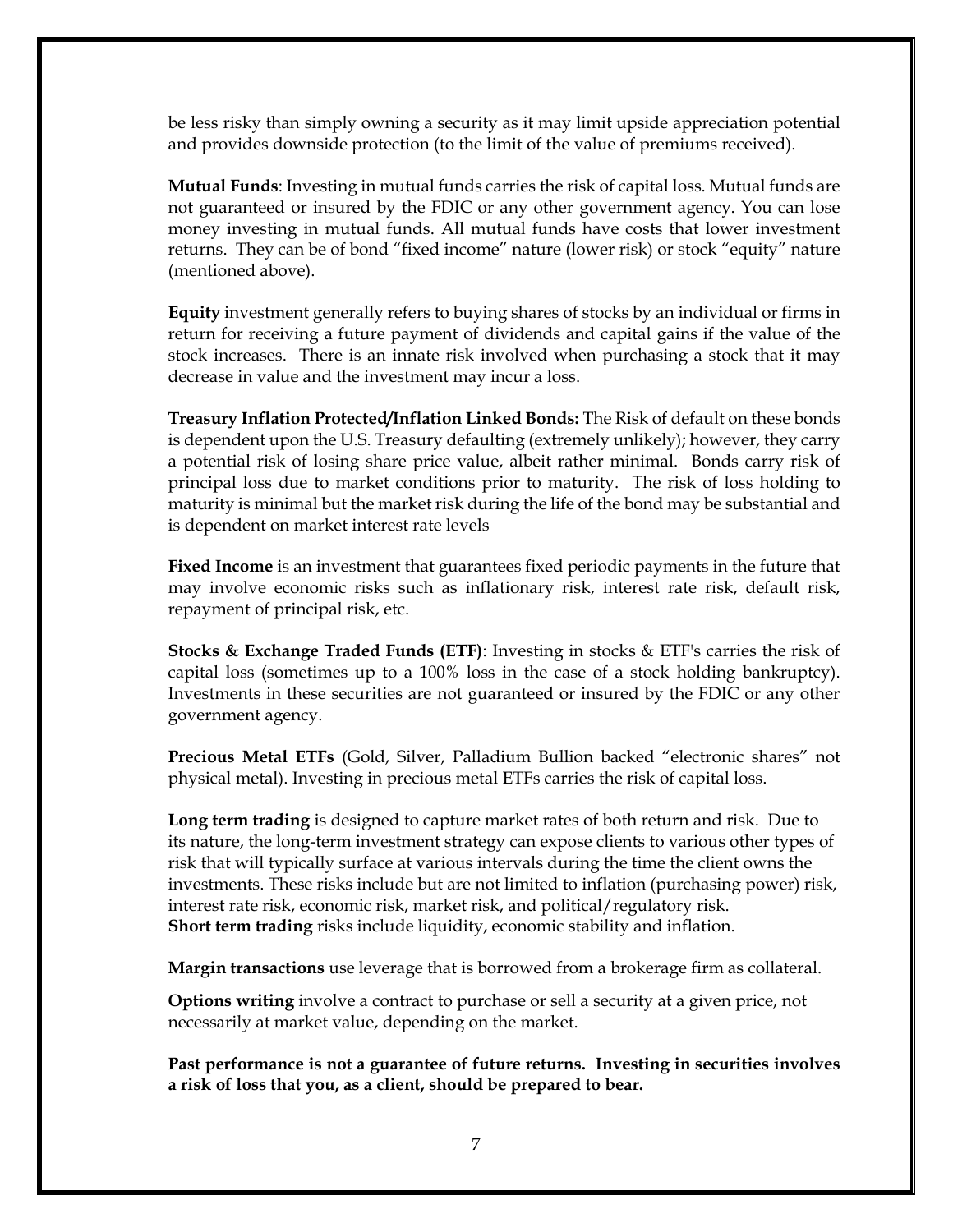be less risky than simply owning a security as it may limit upside appreciation potential and provides downside protection (to the limit of the value of premiums received).

**Mutual Funds**: Investing in mutual funds carries the risk of capital loss. Mutual funds are not guaranteed or insured by the FDIC or any other government agency. You can lose money investing in mutual funds. All mutual funds have costs that lower investment returns. They can be of bond "fixed income" nature (lower risk) or stock "equity" nature (mentioned above).

**Equity** investment generally refers to buying shares of stocks by an individual or firms in return for receiving a future payment of dividends and capital gains if the value of the stock increases. There is an innate risk involved when purchasing a stock that it may decrease in value and the investment may incur a loss.

**Treasury Inflation Protected/Inflation Linked Bonds:** The Risk of default on these bonds is dependent upon the U.S. Treasury defaulting (extremely unlikely); however, they carry a potential risk of losing share price value, albeit rather minimal. Bonds carry risk of principal loss due to market conditions prior to maturity. The risk of loss holding to maturity is minimal but the market risk during the life of the bond may be substantial and is dependent on market interest rate levels

**Fixed Income** is an investment that guarantees fixed periodic payments in the future that may involve economic risks such as inflationary risk, interest rate risk, default risk, repayment of principal risk, etc.

**Stocks & Exchange Traded Funds (ETF)**: Investing in stocks & ETF's carries the risk of capital loss (sometimes up to a 100% loss in the case of a stock holding bankruptcy). Investments in these securities are not guaranteed or insured by the FDIC or any other government agency.

**Precious Metal ETFs** (Gold, Silver, Palladium Bullion backed "electronic shares" not physical metal). Investing in precious metal ETFs carries the risk of capital loss.

**Long term trading** is designed to capture market rates of both return and risk. Due to its nature, the long-term investment strategy can expose clients to various other types of risk that will typically surface at various intervals during the time the client owns the investments. These risks include but are not limited to inflation (purchasing power) risk, interest rate risk, economic risk, market risk, and political/regulatory risk.
**Short term trading** risks include liquidity, economic stability and inflation.

**Margin transactions** use leverage that is borrowed from a brokerage firm as collateral.

**Options writing** involve a contract to purchase or sell a security at a given price, not necessarily at market value, depending on the market.

**Past performance is not a guarantee of future returns. Investing in securities involves a risk of loss that you, as a client, should be prepared to bear.**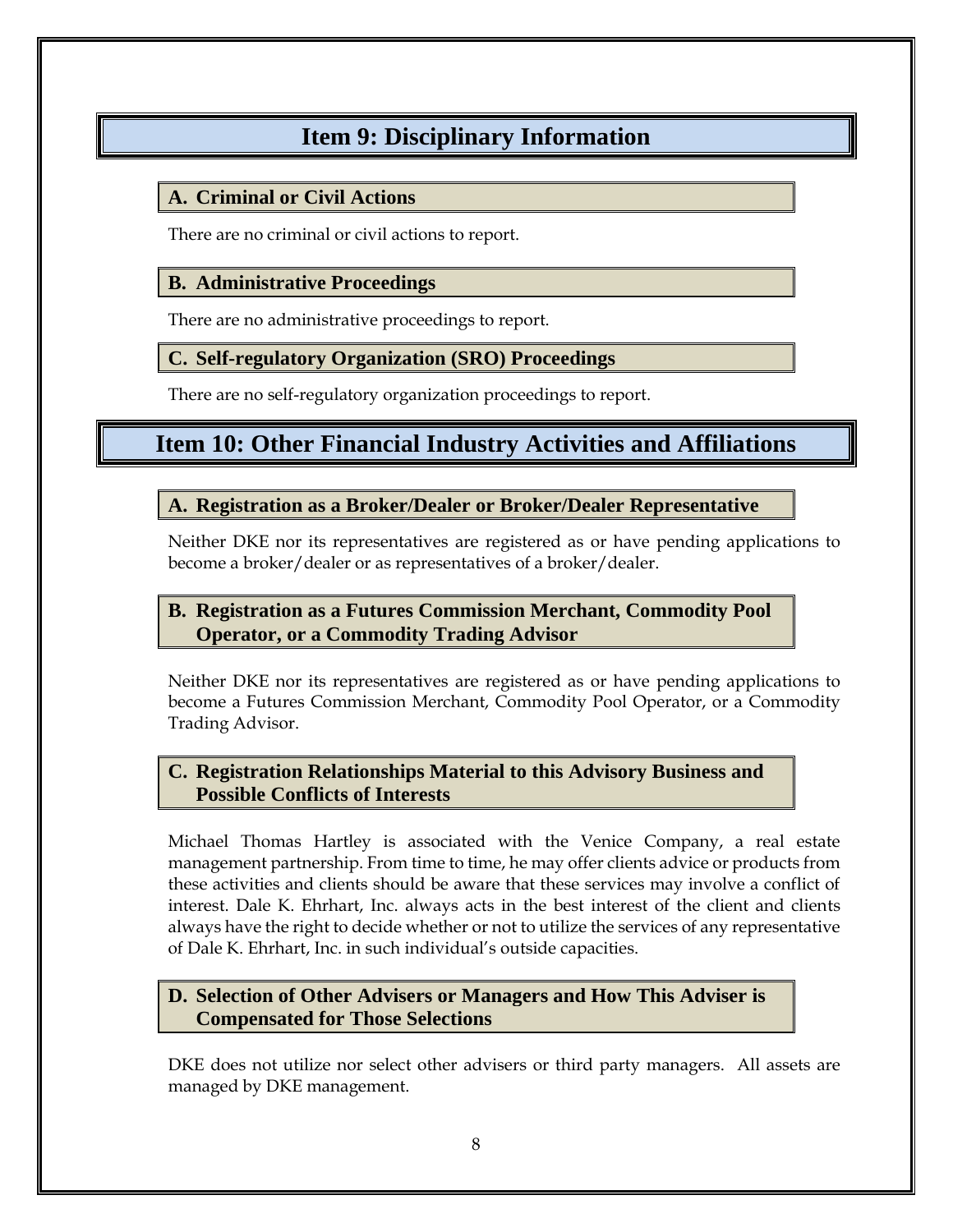# Item 9: Disciplinary Information

## A. Criminal or Civil Actions

There are no criminal or civil actions to report.

## B. Administrative Proceedings

There are no administrative proceedings to report.

## C. Self-regulatory Organization (SRO) Proceedings

There are no self-regulatory organization proceedings to report.

# Item 10: Other Financial Industry Activities and Affiliations

## A. Registration as a Broker/Dealer or Broker/Dealer Representative

Neither DKE nor its representatives are registered as or have pending applications to become a broker/dealer or as representatives of a broker/dealer.

## B. Registration as a Futures Commission Merchant, Commodity Pool Operator, or a Commodity Trading Advisor

Neither DKE nor its representatives are registered as or have pending applications to become a Futures Commission Merchant, Commodity Pool Operator, or a Commodity Trading Advisor.

## C. Registration Relationships Material to this Advisory Business and Possible Conflicts of Interests

Michael Thomas Hartley is associated with the Venice Company, a real estate management partnership. From time to time, he may offer clients advice or products from these activities and clients should be aware that these services may involve a conflict of interest. Dale K. Ehrhart, Inc. always acts in the best interest of the client and clients always have the right to decide whether or not to utilize the services of any representative of Dale K. Ehrhart, Inc. in such individual's outside capacities.

## D. Selection of Other Advisers or Managers and How This Adviser is Compensated for Those Selections

DKE does not utilize nor select other advisers or third party managers. All assets are managed by DKE management.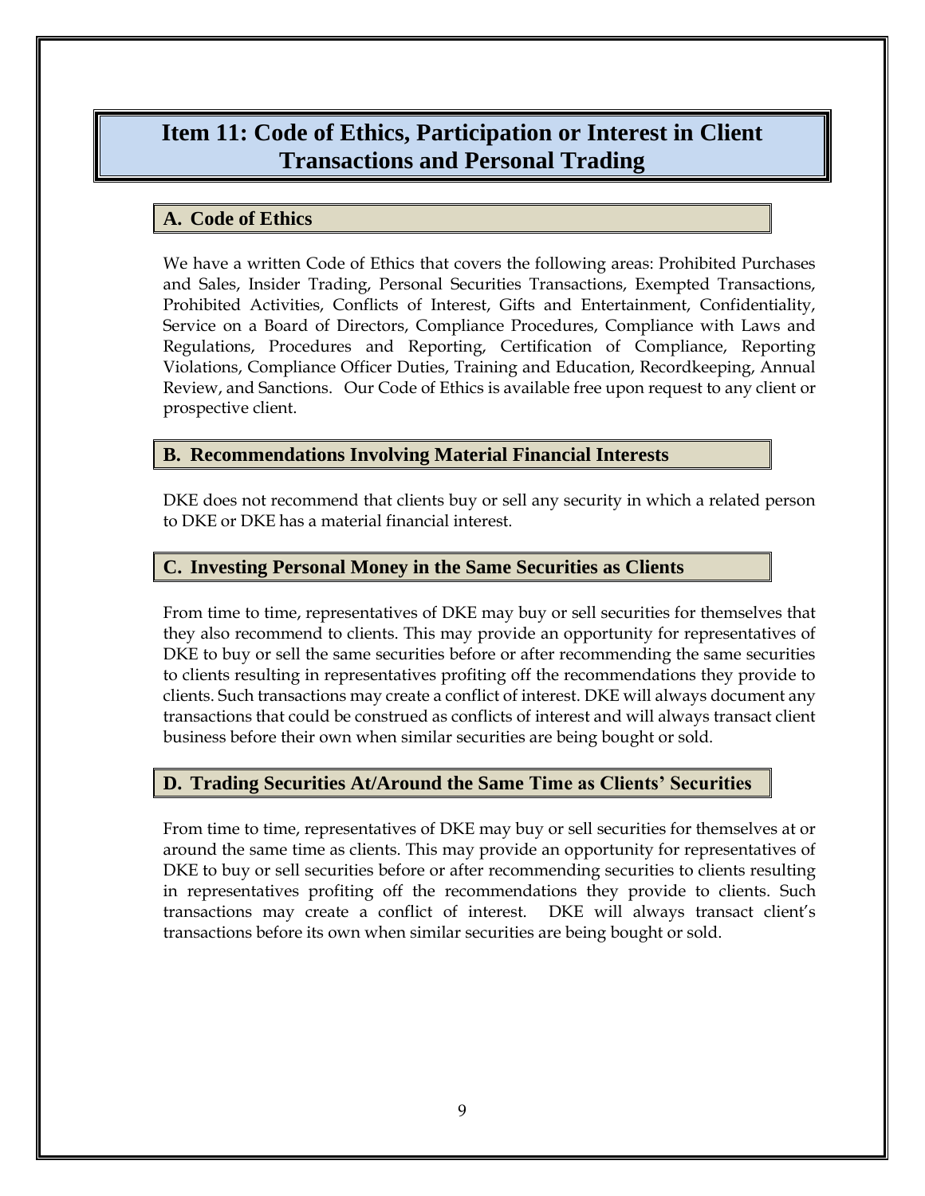# Item 11: Code of Ethics, Participation or Interest in Client Transactions and Personal Trading

## A. Code of Ethics

We have a written Code of Ethics that covers the following areas: Prohibited Purchases and Sales, Insider Trading, Personal Securities Transactions, Exempted Transactions, Prohibited Activities, Conflicts of Interest, Gifts and Entertainment, Confidentiality, Service on a Board of Directors, Compliance Procedures, Compliance with Laws and Regulations, Procedures and Reporting, Certification of Compliance, Reporting Violations, Compliance Officer Duties, Training and Education, Recordkeeping, Annual Review, and Sanctions. Our Code of Ethics is available free upon request to any client or prospective client.

## B. Recommendations Involving Material Financial Interests

DKE does not recommend that clients buy or sell any security in which a related person to DKE or DKE has a material financial interest.

## C. Investing Personal Money in the Same Securities as Clients

From time to time, representatives of DKE may buy or sell securities for themselves that they also recommend to clients. This may provide an opportunity for representatives of DKE to buy or sell the same securities before or after recommending the same securities to clients resulting in representatives profiting off the recommendations they provide to clients. Such transactions may create a conflict of interest. DKE will always document any transactions that could be construed as conflicts of interest and will always transact client business before their own when similar securities are being bought or sold.

## D. Trading Securities At/Around the Same Time as Clients' Securities

From time to time, representatives of DKE may buy or sell securities for themselves at or around the same time as clients. This may provide an opportunity for representatives of DKE to buy or sell securities before or after recommending securities to clients resulting in representatives profiting off the recommendations they provide to clients. Such transactions may create a conflict of interest. DKE will always transact client's transactions before its own when similar securities are being bought or sold.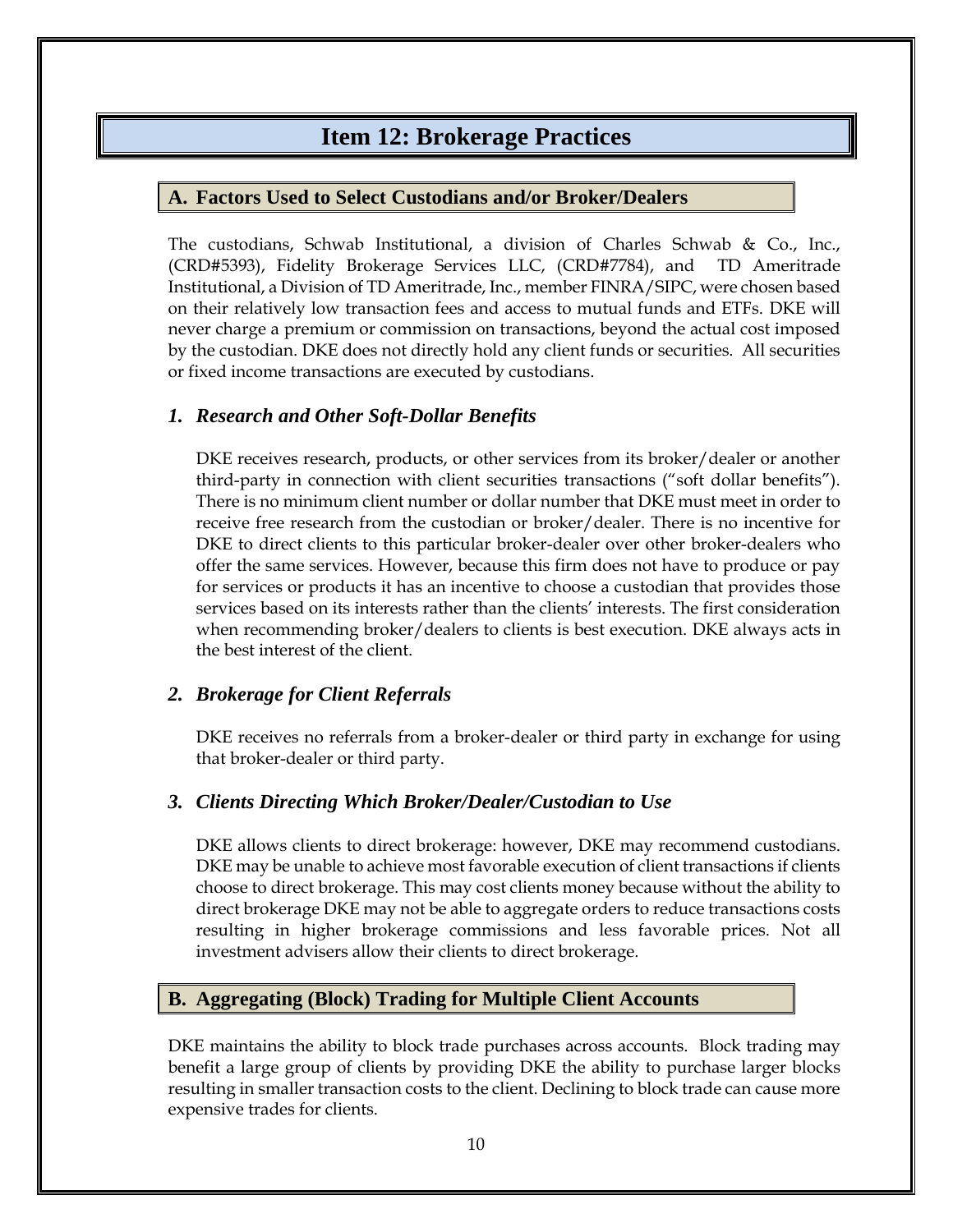# Item 12: Brokerage Practices

## A. Factors Used to Select Custodians and/or Broker/Dealers

The custodians, Schwab Institutional, a division of Charles Schwab & Co., Inc., (CRD#5393), Fidelity Brokerage Services LLC, (CRD#7784), and TD Ameritrade Institutional, a Division of TD Ameritrade, Inc., member FINRA/SIPC, were chosen based on their relatively low transaction fees and access to mutual funds and ETFs. DKE will never charge a premium or commission on transactions, beyond the actual cost imposed by the custodian. DKE does not directly hold any client funds or securities. All securities or fixed income transactions are executed by custodians.

### *1. Research and Other Soft-Dollar Benefits*

DKE receives research, products, or other services from its broker/dealer or another third-party in connection with client securities transactions ("soft dollar benefits"). There is no minimum client number or dollar number that DKE must meet in order to receive free research from the custodian or broker/dealer. There is no incentive for DKE to direct clients to this particular broker-dealer over other broker-dealers who offer the same services. However, because this firm does not have to produce or pay for services or products it has an incentive to choose a custodian that provides those services based on its interests rather than the clients' interests. The first consideration when recommending broker/dealers to clients is best execution. DKE always acts in the best interest of the client.

### *2. Brokerage for Client Referrals*

DKE receives no referrals from a broker-dealer or third party in exchange for using that broker-dealer or third party.

### *3. Clients Directing Which Broker/Dealer/Custodian to Use*

DKE allows clients to direct brokerage: however, DKE may recommend custodians. DKE may be unable to achieve most favorable execution of client transactions if clients choose to direct brokerage. This may cost clients money because without the ability to direct brokerage DKE may not be able to aggregate orders to reduce transactions costs resulting in higher brokerage commissions and less favorable prices. Not all investment advisers allow their clients to direct brokerage.

## B. Aggregating (Block) Trading for Multiple Client Accounts

DKE maintains the ability to block trade purchases across accounts. Block trading may benefit a large group of clients by providing DKE the ability to purchase larger blocks resulting in smaller transaction costs to the client. Declining to block trade can cause more expensive trades for clients.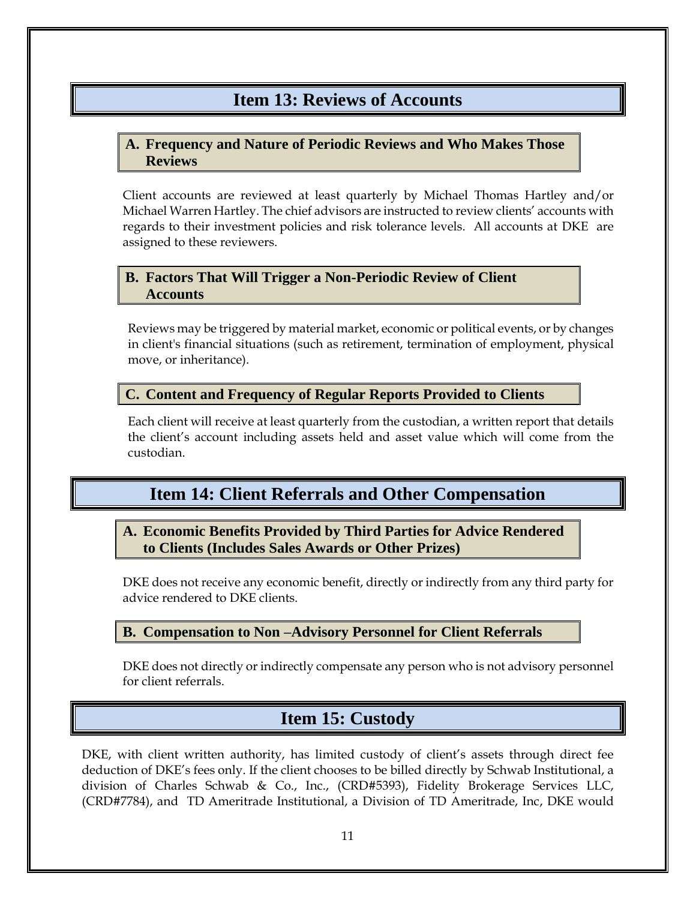## Item 13: Reviews of Accounts

### A. Frequency and Nature of Periodic Reviews and Who Makes Those Reviews

Client accounts are reviewed at least quarterly by Michael Thomas Hartley and/or Michael Warren Hartley. The chief advisors are instructed to review clients' accounts with regards to their investment policies and risk tolerance levels. All accounts at DKE are assigned to these reviewers.

### B. Factors That Will Trigger a Non-Periodic Review of Client Accounts

Reviews may be triggered by material market, economic or political events, or by changes in client's financial situations (such as retirement, termination of employment, physical move, or inheritance).

### C. Content and Frequency of Regular Reports Provided to Clients

Each client will receive at least quarterly from the custodian, a written report that details the client's account including assets held and asset value which will come from the custodian.

## Item 14: Client Referrals and Other Compensation

### A. Economic Benefits Provided by Third Parties for Advice Rendered to Clients (Includes Sales Awards or Other Prizes)

DKE does not receive any economic benefit, directly or indirectly from any third party for advice rendered to DKE clients.

### B. Compensation to Non –Advisory Personnel for Client Referrals

DKE does not directly or indirectly compensate any person who is not advisory personnel for client referrals.

## Item 15: Custody

DKE, with client written authority, has limited custody of client's assets through direct fee deduction of DKE's fees only. If the client chooses to be billed directly by Schwab Institutional, a division of Charles Schwab & Co., Inc., (CRD#5393), Fidelity Brokerage Services LLC, (CRD#7784), and TD Ameritrade Institutional, a Division of TD Ameritrade, Inc, DKE would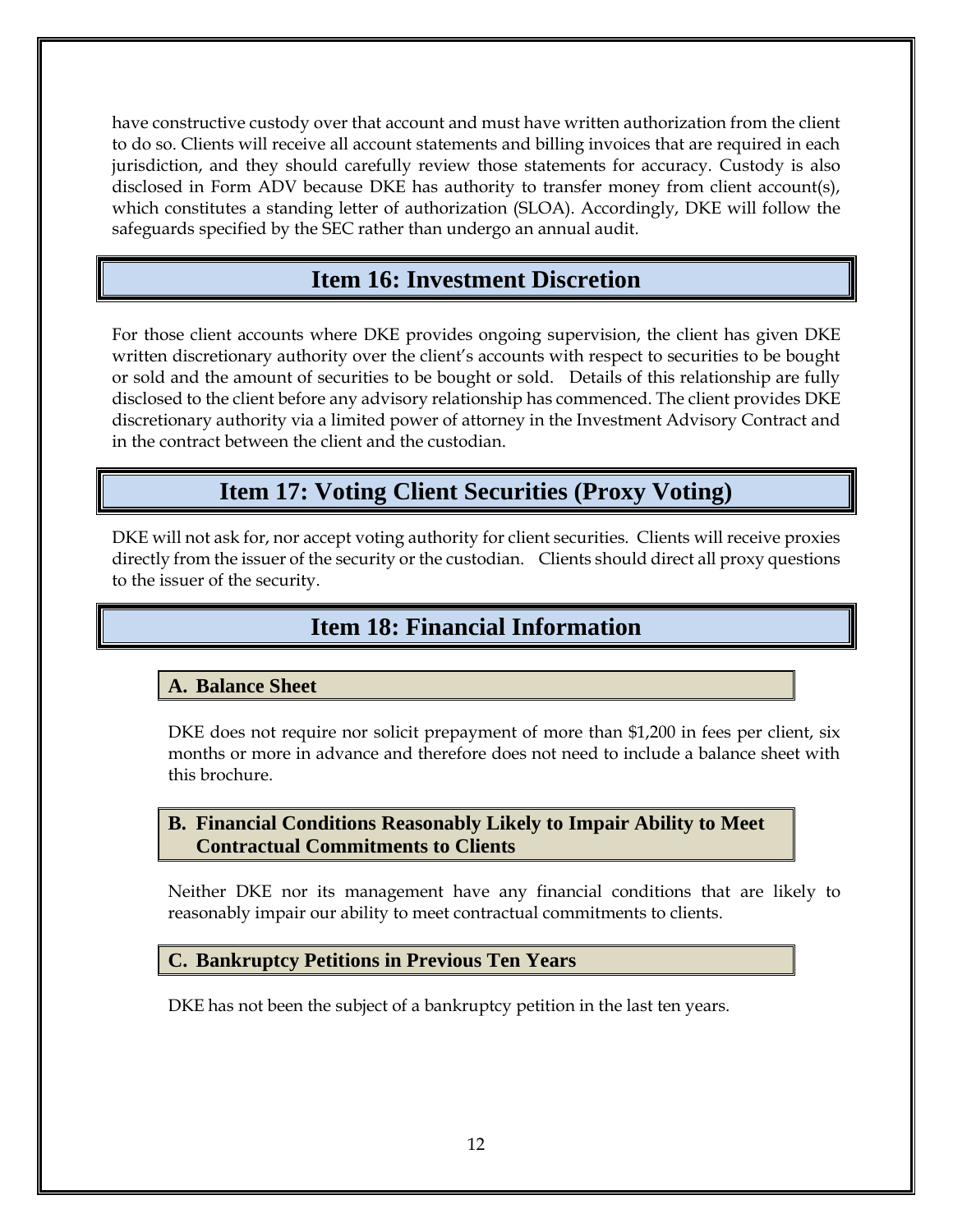have constructive custody over that account and must have written authorization from the client to do so. Clients will receive all account statements and billing invoices that are required in each jurisdiction, and they should carefully review those statements for accuracy. Custody is also disclosed in Form ADV because DKE has authority to transfer money from client account(s), which constitutes a standing letter of authorization (SLOA). Accordingly, DKE will follow the safeguards specified by the SEC rather than undergo an annual audit.

## Item 16: Investment Discretion

For those client accounts where DKE provides ongoing supervision, the client has given DKE written discretionary authority over the client's accounts with respect to securities to be bought or sold and the amount of securities to be bought or sold. Details of this relationship are fully disclosed to the client before any advisory relationship has commenced. The client provides DKE discretionary authority via a limited power of attorney in the Investment Advisory Contract and in the contract between the client and the custodian.

## Item 17: Voting Client Securities (Proxy Voting)

DKE will not ask for, nor accept voting authority for client securities. Clients will receive proxies directly from the issuer of the security or the custodian. Clients should direct all proxy questions to the issuer of the security.

## Item 18: Financial Information

### A. Balance Sheet

DKE does not require nor solicit prepayment of more than $1,200 in fees per client, six months or more in advance and therefore does not need to include a balance sheet with this brochure.

### B. Financial Conditions Reasonably Likely to Impair Ability to Meet Contractual Commitments to Clients

Neither DKE nor its management have any financial conditions that are likely to reasonably impair our ability to meet contractual commitments to clients.

### C. Bankruptcy Petitions in Previous Ten Years

DKE has not been the subject of a bankruptcy petition in the last ten years.